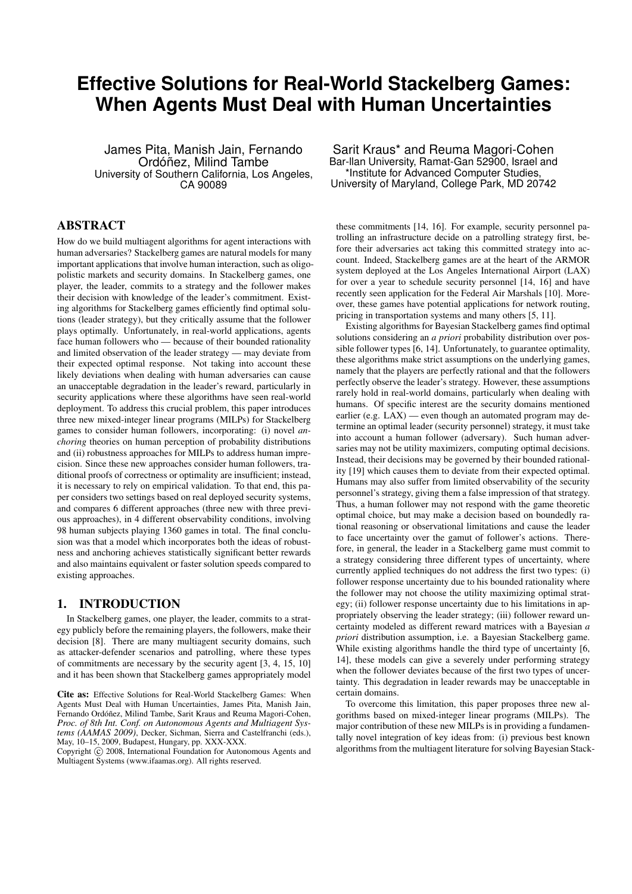# Effective Solutions for Real-World Stackelberg Games: When Agents Must Deal with Human Uncertainties

James Pita, Manish Jain, Fernando Ordóñez, Milind Tambe
University of Southern California, Los Angeles, CA 90089

Sarit Kraus* and Reuma Magori-Cohen
Bar-Ilan University, Ramat-Gan 52900, Israel and
*Institute for Advanced Computer Studies, University of Maryland, College Park, MD 20742

## ABSTRACT

How do we build multiagent algorithms for agent interactions with human adversaries? Stackelberg games are natural models for many important applications that involve human interaction, such as oligopolistic markets and security domains. In Stackelberg games, one player, the leader, commits to a strategy and the follower makes their decision with knowledge of the leader's commitment. Existing algorithms for Stackelberg games efficiently find optimal solutions (leader strategy), but they critically assume that the follower plays optimally. Unfortunately, in real-world applications, agents face human followers who — because of their bounded rationality and limited observation of the leader strategy — may deviate from their expected optimal response. Not taking into account these likely deviations when dealing with human adversaries can cause an unacceptable degradation in the leader's reward, particularly in security applications where these algorithms have seen real-world deployment. To address this crucial problem, this paper introduces three new mixed-integer linear programs (MILPs) for Stackelberg games to consider human followers, incorporating: (i) novel *anchoring* theories on human perception of probability distributions and (ii) robustness approaches for MILPs to address human imprecision. Since these new approaches consider human followers, traditional proofs of correctness or optimality are insufficient; instead, it is necessary to rely on empirical validation. To that end, this paper considers two settings based on real deployed security systems, and compares 6 different approaches (three new with three previous approaches), in 4 different observability conditions, involving 98 human subjects playing 1360 games in total. The final conclusion was that a model which incorporates both the ideas of robustness and anchoring achieves statistically significant better rewards and also maintains equivalent or faster solution speeds compared to existing approaches.

## 1. INTRODUCTION

In Stackelberg games, one player, the leader, commits to a strategy publicly before the remaining players, the followers, make their decision [8]. There are many multiagent security domains, such as attacker-defender scenarios and patrolling, where these types of commitments are necessary by the security agent [3, 4, 15, 10] and it has been shown that Stackelberg games appropriately model these commitments [14, 16]. For example, security personnel patrolling an infrastructure decide on a patrolling strategy first, before their adversaries act taking this committed strategy into account. Indeed, Stackelberg games are at the heart of the ARMOR system deployed at the Los Angeles International Airport (LAX) for over a year to schedule security personnel [14, 16] and have recently seen application for the Federal Air Marshals [10]. Moreover, these games have potential applications for network routing, pricing in transportation systems and many others [5, 11].

Existing algorithms for Bayesian Stackelberg games find optimal solutions considering an *a priori* probability distribution over possible follower types [6, 14]. Unfortunately, to guarantee optimality, these algorithms make strict assumptions on the underlying games, namely that the players are perfectly rational and that the followers perfectly observe the leader's strategy. However, these assumptions rarely hold in real-world domains, particularly when dealing with humans. Of specific interest are the security domains mentioned earlier (e.g. LAX) — even though an automated program may determine an optimal leader (security personnel) strategy, it must take into account a human follower (adversary). Such human adversaries may not be utility maximizers, computing optimal decisions. Instead, their decisions may be governed by their bounded rationality [19] which causes them to deviate from their expected optimal. Humans may also suffer from limited observability of the security personnel's strategy, giving them a false impression of that strategy. Thus, a human follower may not respond with the game theoretic optimal choice, but may make a decision based on boundedly rational reasoning or observational limitations and cause the leader to face uncertainty over the gamut of follower's actions. Therefore, in general, the leader in a Stackelberg game must commit to a strategy considering three different types of uncertainty, where currently applied techniques do not address the first two types: (i) follower response uncertainty due to his bounded rationality where the follower may not choose the utility maximizing optimal strategy; (ii) follower response uncertainty due to his limitations in appropriately observing the leader strategy; (iii) follower reward uncertainty modeled as different reward matrices with a Bayesian *a priori* distribution assumption, i.e. a Bayesian Stackelberg game. While existing algorithms handle the third type of uncertainty [6, 14], these models can give a severely under performing strategy when the follower deviates because of the first two types of uncertainty. This degradation in leader rewards may be unacceptable in certain domains.

To overcome this limitation, this paper proposes three new algorithms based on mixed-integer linear programs (MILPs). The major contribution of these new MILPs is in providing a fundamentally novel integration of key ideas from: (i) previous best known algorithms from the multiagent literature for solving Bayesian Stack-

**Cite as:** Effective Solutions for Real-World Stackelberg Games: When Agents Must Deal with Human Uncertainties, James Pita, Manish Jain, Fernando Ordóñez, Milind Tambe, Sarit Kraus and Reuma Magori-Cohen, *Proc. of 8th Int. Conf. on Autonomous Agents and Multiagent Systems (AAMAS 2009)*, Decker, Sichman, Sierra and Castelfranchi (eds.), May, 10–15, 2009, Budapest, Hungary, pp. XXX-XXX.
Copyright © 2008, International Foundation for Autonomous Agents and Multiagent Systems (www.ifaamas.org). All rights reserved.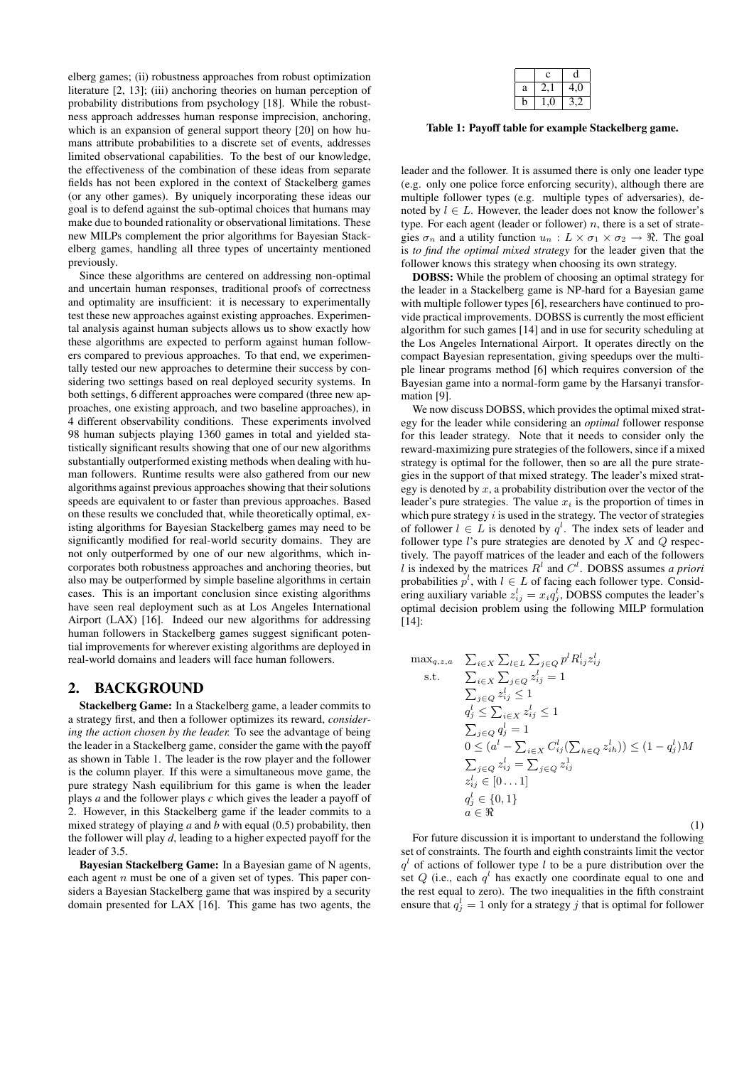elberg games; (ii) robustness approaches from robust optimization literature [2, 13]; (iii) anchoring theories on human perception of probability distributions from psychology [18]. While the robustness approach addresses human response imprecision, anchoring, which is an expansion of general support theory [20] on how humans attribute probabilities to a discrete set of events, addresses limited observational capabilities. To the best of our knowledge, the effectiveness of the combination of these ideas from separate fields has not been explored in the context of Stackelberg games (or any other games). By uniquely incorporating these ideas our goal is to defend against the sub-optimal choices that humans may make due to bounded rationality or observational limitations. These new MILPs complement the prior algorithms for Bayesian Stackelberg games, handling all three types of uncertainty mentioned previously.

Since these algorithms are centered on addressing non-optimal and uncertain human responses, traditional proofs of correctness and optimality are insufficient: it is necessary to experimentally test these new approaches against existing approaches. Experimental analysis against human subjects allows us to show exactly how these algorithms are expected to perform against human followers compared to previous approaches. To that end, we experimentally tested our new approaches to determine their success by considering two settings based on real deployed security systems. In both settings, 6 different approaches were compared (three new approaches, one existing approach, and two baseline approaches), in 4 different observability conditions. These experiments involved 98 human subjects playing 1360 games in total and yielded statistically significant results showing that one of our new algorithms substantially outperformed existing methods when dealing with human followers. Runtime results were also gathered from our new algorithms against previous approaches showing that their solutions speeds are equivalent to or faster than previous approaches. Based on these results we concluded that, while theoretically optimal, existing algorithms for Bayesian Stackelberg games may need to be significantly modified for real-world security domains. They are not only outperformed by one of our new algorithms, which incorporates both robustness approaches and anchoring theories, but also may be outperformed by simple baseline algorithms in certain cases. This is an important conclusion since existing algorithms have seen real deployment such as at Los Angeles International Airport (LAX) [16]. Indeed our new algorithms for addressing human followers in Stackelberg games suggest significant potential improvements for wherever existing algorithms are deployed in real-world domains and leaders will face human followers.

## 2. BACKGROUND

**Stackelberg Game:** In a Stackelberg game, a leader commits to a strategy first, and then a follower optimizes its reward, *considering the action chosen by the leader.* To see the advantage of being the leader in a Stackelberg game, consider the game with the payoff as shown in Table 1. The leader is the row player and the follower is the column player. If this were a simultaneous move game, the pure strategy Nash equilibrium for this game is when the leader plays *a* and the follower plays *c* which gives the leader a payoff of 2. However, in this Stackelberg game if the leader commits to a mixed strategy of playing *a* and *b* with equal (0.5) probability, then the follower will play *d*, leading to a higher expected payoff for the leader of 3.5.

|   | c | d |
|---|---|---|
| a | 2,1 | 4,0 |
| b | 1,0 | 3,2 |

**Table 1: Payoff table for example Stackelberg game.**

**Bayesian Stackelberg Game:** In a Bayesian game of N agents, each agent $n$ must be one of a given set of types. This paper considers a Bayesian Stackelberg game that was inspired by a security domain presented for LAX [16]. This game has two agents, the leader and the follower. It is assumed there is only one leader type (e.g. only one police force enforcing security), although there are multiple follower types (e.g. multiple types of adversaries), denoted by $l \in L$. However, the leader does not know the follower's type. For each agent (leader or follower) $n$, there is a set of strategies $\sigma_n$ and a utility function $u_n : L \times \sigma_1 \times \sigma_2 \rightarrow \Re$. The goal is *to find the optimal mixed strategy* for the leader given that the follower knows this strategy when choosing its own strategy.

**DOBSS:** While the problem of choosing an optimal strategy for the leader in a Stackelberg game is NP-hard for a Bayesian game with multiple follower types [6], researchers have continued to provide practical improvements. DOBSS is currently the most efficient algorithm for such games [14] and in use for security scheduling at the Los Angeles International Airport. It operates directly on the compact Bayesian representation, giving speedups over the multiple linear programs method [6] which requires conversion of the Bayesian game into a normal-form game by the Harsanyi transformation [9].

We now discuss DOBSS, which provides the optimal mixed strategy for the leader while considering an *optimal* follower response for this leader strategy. Note that it needs to consider only the reward-maximizing pure strategies of the followers, since if a mixed strategy is optimal for the follower, then so are all the pure strategies in the support of that mixed strategy. The leader's mixed strategy is denoted by $x$, a probability distribution over the vector of the leader's pure strategies. The value $x_i$ is the proportion of times in which pure strategy $i$ is used in the strategy. The vector of strategies of follower $l \in L$ is denoted by $q^l$. The index sets of leader and follower type $l$'s pure strategies are denoted by $X$ and $Q$ respectively. The payoff matrices of the leader and each of the followers $l$ is indexed by the matrices $R^l$ and $C^l$. DOBSS assumes *a priori* probabilities $p^l$, with $l \in L$ of facing each follower type. Considering auxiliary variable $z^l_{ij} = x_i q^l_j$, DOBSS computes the leader's optimal decision problem using the following MILP formulation [14]:

$$
\begin{aligned}
\max_{q,z,a} \quad & \sum_{i\in X}\sum_{l\in L}\sum_{j\in Q} p^l R^l_{ij} z^l_{ij} \\
\text{s.t.} \quad & \sum_{i\in X}\sum_{j\in Q} z^l_{ij} = 1 \\
& \sum_{j\in Q} z^l_{ij} \leq 1 \\
& q^l_j \leq \sum_{i\in X} z^l_{ij} \leq 1 \\
& \sum_{j\in Q} q^l_j = 1 \\
& 0 \leq (a^l - \sum_{i\in X} C^l_{ij}(\sum_{h\in Q} z^l_{ih})) \leq (1-q^l_j)M \\
& \sum_{j\in Q} z^l_{ij} = \sum_{j\in Q} z^1_{ij} \\
& z^l_{ij} \in [0\ldots1] \\
& q^l_j \in \{0,1\} \\
& a \in \Re
\end{aligned}
\tag{1}
$$

For future discussion it is important to understand the following set of constraints. The fourth and eighth constraints limit the vector $q^l$ of actions of follower type $l$ to be a pure distribution over the set $Q$ (i.e., each $q^l$ has exactly one coordinate equal to one and the rest equal to zero). The two inequalities in the fifth constraint ensure that $q^l_j = 1$ only for a strategy $j$ that is optimal for follower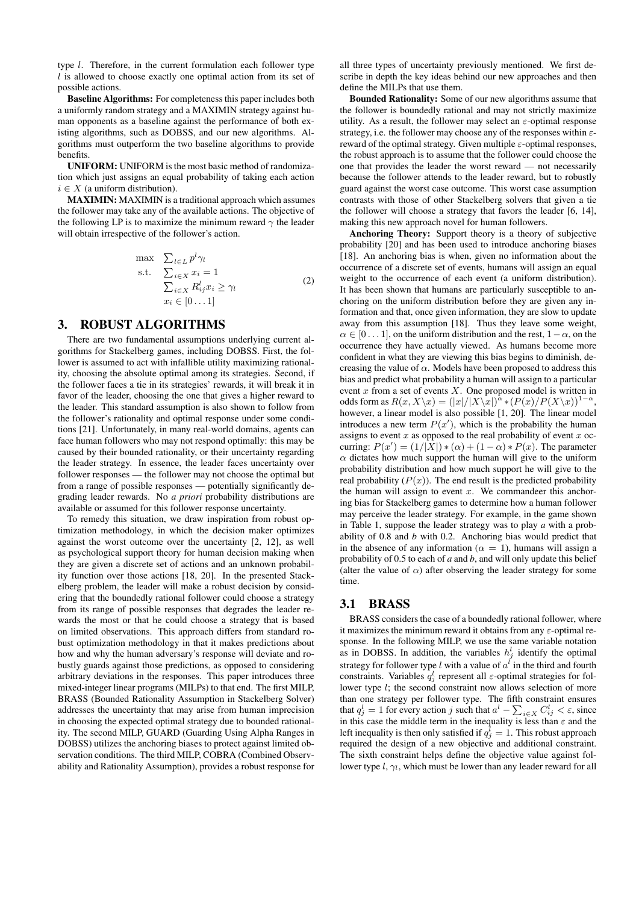type $l$. Therefore, in the current formulation each follower type $l$ is allowed to choose exactly one optimal action from its set of possible actions.

**Baseline Algorithms:** For completeness this paper includes both a uniformly random strategy and a MAXIMIN strategy against human opponents as a baseline against the performance of both existing algorithms, such as DOBSS, and our new algorithms. Algorithms must outperform the two baseline algorithms to provide benefits.

**UNIFORM:** UNIFORM is the most basic method of randomization which just assigns an equal probability of taking each action $i \in X$ (a uniform distribution).

**MAXIMIN:** MAXIMIN is a traditional approach which assumes the follower may take any of the available actions. The objective of the following LP is to maximize the minimum reward $\gamma$ the leader will obtain irrespective of the follower's action.

$$
\begin{array}{ll}
\max & \sum_{l \in L} p^l \gamma_l \\
\text{s.t.} & \sum_{i \in X} x_i = 1 \\
& \sum_{i \in X} R^l_{ij} x_i \geq \gamma_l \\
& x_i \in [0 \ldots 1]
\end{array}
\tag{2}
$$

## 3. ROBUST ALGORITHMS

There are two fundamental assumptions underlying current algorithms for Stackelberg games, including DOBSS. First, the follower is assumed to act with infallible utility maximizing rationality, choosing the absolute optimal among its strategies. Second, if the follower faces a tie in its strategies' rewards, it will break it in favor of the leader, choosing the one that gives a higher reward to the leader. This standard assumption is also shown to follow from the follower's rationality and optimal response under some conditions [21]. Unfortunately, in many real-world domains, agents can face human followers who may not respond optimally: this may be caused by their bounded rationality, or their uncertainty regarding the leader strategy. In essence, the leader faces uncertainty over follower responses — the follower may not choose the optimal but from a range of possible responses — potentially significantly degrading leader rewards. No *a priori* probability distributions are available or assumed for this follower response uncertainty.

To remedy this situation, we draw inspiration from robust optimization methodology, in which the decision maker optimizes against the worst outcome over the uncertainty [2, 12], as well as psychological support theory for human decision making when they are given a discrete set of actions and an unknown probability function over those actions [18, 20]. In the presented Stackelberg problem, the leader will make a robust decision by considering that the boundedly rational follower could choose a strategy from its range of possible responses that degrades the leader rewards the most or that he could choose a strategy that is based on limited observations. This approach differs from standard robust optimization methodology in that it makes predictions about how and why the human adversary's response will deviate and robustly guards against those predictions, as opposed to considering arbitrary deviations in the responses. This paper introduces three mixed-integer linear programs (MILPs) to that end. The first MILP, BRASS (Bounded Rationality Assumption in Stackelberg Solver) addresses the uncertainty that may arise from human imprecision in choosing the expected optimal strategy due to bounded rationality. The second MILP, GUARD (Guarding Using Alpha Ranges in DOBSS) utilizes the anchoring biases to protect against limited observation conditions. The third MILP, COBRA (Combined Observability and Rationality Assumption), provides a robust response for all three types of uncertainty previously mentioned. We first describe in depth the key ideas behind our new approaches and then define the MILPs that use them.

**Bounded Rationality:** Some of our new algorithms assume that the follower is boundedly rational and may not strictly maximize utility. As a result, the follower may select an $\varepsilon$-optimal response strategy, i.e. the follower may choose any of the responses within $\varepsilon$-reward of the optimal strategy. Given multiple $\varepsilon$-optimal responses, the robust approach is to assume that the follower could choose the one that provides the leader the worst reward — not necessarily because the follower attends to the leader reward, but to robustly guard against the worst case outcome. This worst case assumption contrasts with those of other Stackelberg solvers that given a tie the follower will choose a strategy that favors the leader [6, 14], making this new approach novel for human followers.

**Anchoring Theory:** Support theory is a theory of subjective probability [20] and has been used to introduce anchoring biases [18]. An anchoring bias is when, given no information about the occurrence of a discrete set of events, humans will assign an equal weight to the occurrence of each event (a uniform distribution). It has been shown that humans are particularly susceptible to anchoring on the uniform distribution before they are given any information and that, once given information, they are slow to update away from this assumption [18]. Thus they leave some weight, $\alpha \in [0 \ldots 1]$, on the uniform distribution and the rest, $1-\alpha$, on the occurrence they have actually viewed. As humans become more confident in what they are viewing this bias begins to diminish, decreasing the value of $\alpha$. Models have been proposed to address this bias and predict what probability a human will assign to a particular event $x$ from a set of events $X$. One proposed model is written in odds form as $R(x, X \backslash x) = (|x|/|X \backslash x|)^{\alpha} * (P(x)/P(X \backslash x))^{1-\alpha}$, however, a linear model is also possible [1, 20]. The linear model introduces a new term $P(x')$, which is the probability the human assigns to event $x$ as opposed to the real probability of event $x$ occurring: $P(x') = (1/|X|) * (\alpha) + (1-\alpha) * P(x)$. The parameter $\alpha$ dictates how much support the human will give to the uniform probability distribution and how much support he will give to the real probability ($P(x)$). The end result is the predicted probability the human will assign to event $x$. We commandeer this anchoring bias for Stackelberg games to determine how a human follower may perceive the leader strategy. For example, in the game shown in Table 1, suppose the leader strategy was to play *a* with a probability of 0.8 and *b* with 0.2. Anchoring bias would predict that in the absence of any information ($\alpha = 1$), humans will assign a probability of 0.5 to each of *a* and *b*, and will only update this belief (alter the value of $\alpha$) after observing the leader strategy for some time.

### 3.1 BRASS

BRASS considers the case of a boundedly rational follower, where it maximizes the minimum reward it obtains from any $\varepsilon$-optimal response. In the following MILP, we use the same variable notation as in DOBSS. In addition, the variables $h^l_j$ identify the optimal strategy for follower type $l$ with a value of $a^l$ in the third and fourth constraints. Variables $q^l_j$ represent all $\varepsilon$-optimal strategies for follower type $l$; the second constraint now allows selection of more than one strategy per follower type. The fifth constraint ensures that $q^l_j = 1$ for every action $j$ such that $a^l - \sum_{i \in X} C^l_{ij} < \varepsilon$, since in this case the middle term in the inequality is less than $\varepsilon$ and the left inequality is then only satisfied if $q^l_j = 1$. This robust approach required the design of a new objective and additional constraint. The sixth constraint helps define the objective value against follower type $l$, $\gamma_l$, which must be lower than any leader reward for all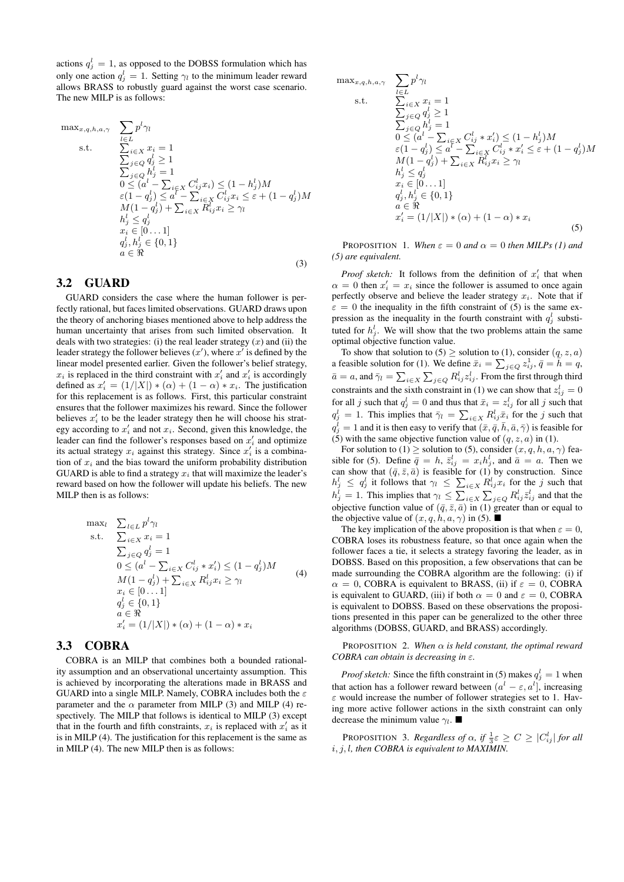actions $q_j^l = 1$, as opposed to the DOBSS formulation which has only one action $q_j^l = 1$. Setting $\gamma_l$ to the minimum leader reward allows BRASS to robustly guard against the worst case scenario. The new MILP is as follows:

$$
\begin{array}{ll}
\max_{x,q,h,a,\gamma} & \sum_{l\in L} p^l \gamma_l \\
\text{s.t.} & \sum_{i\in X} x_i = 1 \\
& \sum_{j\in Q} q_j^l \geq 1 \\
& \sum_{j\in Q} h_j^l = 1 \\
& 0 \leq (a^l - \sum_{i\in X} C_{ij}^l x_i) \leq (1-h_j^l)M \\
& \varepsilon(1-q_j^l) \leq a^l - \sum_{i\in X} C_{ij}^l x_i \leq \varepsilon + (1-q_j^l)M \\
& M(1-q_j^l) + \sum_{i\in X} R_{ij}^l x_i \geq \gamma_l \\
& h_j^l \leq q_j^l \\
& x_i \in [0 \dots 1] \\
& q_j^l, h_j^l \in \{0,1\} \\
& a \in \Re
\end{array}
\quad (3)
$$

## 3.2 GUARD

GUARD considers the case where the human follower is perfectly rational, but faces limited observations. GUARD draws upon the theory of anchoring biases mentioned above to help address the human uncertainty that arises from such limited observation. It deals with two strategies: (i) the real leader strategy ($x$) and (ii) the leader strategy the follower believes ($x'$), where $x'$ is defined by the linear model presented earlier. Given the follower's belief strategy, $x_i$ is replaced in the third constraint with $x_i'$ and $x_i'$ is accordingly defined as $x_i' = (1/|X|)*(\alpha) + (1-\alpha)*x_i$. The justification for this replacement is as follows. First, this particular constraint ensures that the follower maximizes his reward. Since the follower believes $x_i'$ to be the leader strategy then he will choose his strategy according to $x_i'$ and not $x_i$. Second, given this knowledge, the leader can find the follower's responses based on $x_i'$ and optimize its actual strategy $x_i$ against this strategy. Since $x_i'$ is a combination of $x_i$ and the bias toward the uniform probability distribution GUARD is able to find a strategy $x_i$ that will maximize the leader's reward based on how the follower will update his beliefs. The new MILP then is as follows:

$$
\begin{array}{ll}
\max_l & \sum_{l\in L} p^l \gamma_l \\
\text{s.t.} & \sum_{i\in X} x_i = 1 \\
& \sum_{j\in Q} q_j^l = 1 \\
& 0 \leq (a^l - \sum_{i\in X} C_{ij}^l * x_i') \leq (1-q_j^l)M \\
& M(1-q_j^l) + \sum_{i\in X} R_{ij}^l x_i \geq \gamma_l \\
& x_i \in [0 \dots 1] \\
& q_j^l \in \{0,1\} \\
& a \in \Re \\
& x_i' = (1/|X|)*(\alpha) + (1-\alpha)*x_i
\end{array}
\quad (4)
$$

## 3.3 COBRA

COBRA is an MILP that combines both a bounded rationality assumption and an observational uncertainty assumption. This is achieved by incorporating the alterations made in BRASS and GUARD into a single MILP. Namely, COBRA includes both the $\varepsilon$ parameter and the $\alpha$ parameter from MILP (3) and MILP (4) respectively. The MILP that follows is identical to MILP (3) except that in the fourth and fifth constraints, $x_i$ is replaced with $x_i'$ as it is in MILP (4). The justification for this replacement is the same as in MILP (4). The new MILP then is as follows:

$$
\begin{array}{ll}
\max_{x,q,h,a,\gamma} & \sum_{l\in L} p^l \gamma_l \\
\text{s.t.} & \sum_{i\in X} x_i = 1 \\
& \sum_{j\in Q} q_j^l \geq 1 \\
& \sum_{j\in Q} h_j^l = 1 \\
& 0 \leq (a^l - \sum_{i\in X} C_{ij}^l * x_i') \leq (1-h_j^l)M \\
& \varepsilon(1-q_j^l) \leq a^l - \sum_{i\in X} C_{ij}^l * x_i' \leq \varepsilon + (1-q_j^l)M \\
& M(1-q_j^l) + \sum_{i\in X} R_{ij}^l x_i \geq \gamma_l \\
& h_j^l \leq q_j^l \\
& x_i \in [0 \dots 1] \\
& q_j^l, h_j^l \in \{0,1\} \\
& a \in \Re \\
& x_i' = (1/|X|)*(\alpha) + (1-\alpha)*x_i
\end{array}
\quad (5)
$$

PROPOSITION 1. *When $\varepsilon = 0$ and $\alpha = 0$ then MILPs (1) and (5) are equivalent.*

*Proof sketch:* It follows from the definition of $x_i'$ that when $\alpha = 0$ then $x_i' = x_i$ since the follower is assumed to once again perfectly observe and believe the leader strategy $x_i$. Note that if $\varepsilon = 0$ the inequality in the fifth constraint of (5) is the same expression as the inequality in the fourth constraint with $q_j^l$ substituted for $h_j^l$. We will show that the two problems attain the same optimal objective function value.

To show that solution to (5) $\geq$ solution to (1), consider $(q, z, a)$ a feasible solution for (1). We define $\bar{x}_i = \sum_{j\in Q} z_{ij}^1$, $\bar{q} = \bar{h} = q$, $\bar{a} = a$, and $\bar{\gamma}_l = \sum_{i\in X}\sum_{j\in Q} R_{ij}^l z_{ij}^l$. From the first through third constraints and the sixth constraint in (1) we can show that $z_{ij}^l = 0$ for all $j$ such that $q_j^l = 0$ and thus that $\bar{x}_i = z_{ij}^l$ for all $j$ such that $q_j^l = 1$. This implies that $\bar{\gamma}_l = \sum_{i\in X} R_{ij}^l \bar{x}_i$ for the $j$ such that $q_j^l = 1$ and it is then easy to verify that $(\bar{x}, \bar{q}, \bar{h}, \bar{a}, \bar{\gamma})$ is feasible for (5) with the same objective function value of $(q, z, a)$ in (1).

For solution to (1) $\geq$ solution to (5), consider $(x, q, h, a, \gamma)$ feasible for (5). Define $\bar{q} = h$, $\bar{z}_{ij}^l = x_i h_j^l$, and $\bar{a} = a$. Then we can show that $(\bar{q}, \bar{z}, \bar{a})$ is feasible for (1) by construction. Since $h_j^l \leq q_j^l$ it follows that $\gamma_l \leq \sum_{i\in X} R_{ij}^l x_i$ for the $j$ such that $h_j^l = 1$. This implies that $\gamma_l \leq \sum_{i\in X}\sum_{j\in Q} R_{ij}^l \bar{z}_{ij}$ and that the objective function value of $(\bar{q}, \bar{z}, \bar{a})$ in (1) greater than or equal to the objective value of $(x, q, h, a, \gamma)$ in (5). ■

The key implication of the above proposition is that when $\varepsilon = 0$, COBRA loses its robustness feature, so that once again when the follower faces a tie, it selects a strategy favoring the leader, as in DOBSS. Based on this proposition, a few observations that can be made surrounding the COBRA algorithm are the following: (i) if $\alpha = 0$, COBRA is equivalent to BRASS, (ii) if $\varepsilon = 0$, COBRA is equivalent to GUARD, (iii) if both $\alpha = 0$ and $\varepsilon = 0$, COBRA is equivalent to DOBSS. Based on these observations the propositions presented in this paper can be generalized to the other three algorithms (DOBSS, GUARD, and BRASS) accordingly.

PROPOSITION 2. *When $\alpha$ is held constant, the optimal reward COBRA can obtain is decreasing in $\varepsilon$.*

*Proof sketch:* Since the fifth constraint in (5) makes $q_j^l = 1$ when that action has a follower reward between $(a^l - \varepsilon, a^l]$, increasing $\varepsilon$ would increase the number of follower strategies set to 1. Having more active follower actions in the sixth constraint can only decrease the minimum value $\gamma_l$. ■

PROPOSITION 3. *Regardless of $\alpha$, if $\frac{1}{3}\varepsilon \geq C \geq |C_{ij}^l|$ for all $i, j, l$, then COBRA is equivalent to MAXIMIN.*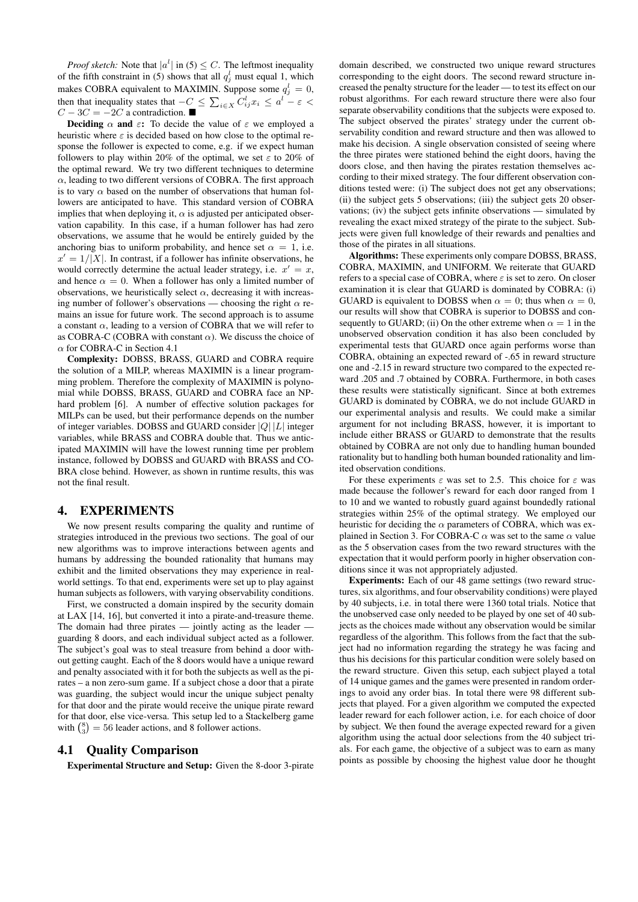*Proof sketch:* Note that $|a^l|$ in (5) $\leq C$. The leftmost inequality of the fifth constraint in (5) shows that all $q^l_j$ must equal 1, which makes COBRA equivalent to MAXIMIN. Suppose some $q^l_j = 0$, then that inequality states that $-C \leq \sum_{i \in X} C^l_{ij} x_i \leq a^l - \varepsilon < C - 3C = -2C$ a contradiction. ■

**Deciding $\alpha$ and $\varepsilon$:** To decide the value of $\varepsilon$ we employed a heuristic where $\varepsilon$ is decided based on how close to the optimal response the follower is expected to come, e.g. if we expect human followers to play within 20% of the optimal, we set $\varepsilon$ to 20% of the optimal reward. We try two different techniques to determine $\alpha$, leading to two different versions of COBRA. The first approach is to vary $\alpha$ based on the number of observations that human followers are anticipated to have. This standard version of COBRA implies that when deploying it, $\alpha$ is adjusted per anticipated observation capability. In this case, if a human follower has had zero observations, we assume that he would be entirely guided by the anchoring bias to uniform probability, and hence set $\alpha = 1$, i.e. $x' = 1/|X|$. In contrast, if a follower has infinite observations, he would correctly determine the actual leader strategy, i.e. $x' = x$, and hence $\alpha = 0$. When a follower has only a limited number of observations, we heuristically select $\alpha$, decreasing it with increasing number of follower's observations — choosing the right $\alpha$ remains an issue for future work. The second approach is to assume a constant $\alpha$, leading to a version of COBRA that we will refer to as COBRA-C (COBRA with constant $\alpha$). We discuss the choice of $\alpha$ for COBRA-C in Section 4.1

**Complexity:** DOBSS, BRASS, GUARD and COBRA require the solution of a MILP, whereas MAXIMIN is a linear programming problem. Therefore the complexity of MAXIMIN is polynomial while DOBSS, BRASS, GUARD and COBRA face an NP-hard problem [6]. A number of effective solution packages for MILPs can be used, but their performance depends on the number of integer variables. DOBSS and GUARD consider $|Q||L|$ integer variables, while BRASS and COBRA double that. Thus we anticipated MAXIMIN will have the lowest running time per problem instance, followed by DOBSS and GUARD with BRASS and COBRA close behind. However, as shown in runtime results, this was not the final result.

# 4. EXPERIMENTS

We now present results comparing the quality and runtime of strategies introduced in the previous two sections. The goal of our new algorithms was to improve interactions between agents and humans by addressing the bounded rationality that humans may exhibit and the limited observations they may experience in real-world settings. To that end, experiments were set up to play against human subjects as followers, with varying observability conditions.

First, we constructed a domain inspired by the security domain at LAX [14, 16], but converted it into a pirate-and-treasure theme. The domain had three pirates — jointly acting as the leader — guarding 8 doors, and each individual subject acted as a follower. The subject's goal was to steal treasure from behind a door without getting caught. Each of the 8 doors would have a unique reward and penalty associated with it for both the subjects as well as the pirates – a non zero-sum game. If a subject chose a door that a pirate was guarding, the subject would incur the unique subject penalty for that door and the pirate would receive the unique pirate reward for that door, else vice-versa. This setup led to a Stackelberg game with $\binom{8}{3} = 56$ leader actions, and 8 follower actions.

## 4.1 Quality Comparison

**Experimental Structure and Setup:** Given the 8-door 3-pirate domain described, we constructed two unique reward structures corresponding to the eight doors. The second reward structure increased the penalty structure for the leader — to test its effect on our robust algorithms. For each reward structure there were also four separate observability conditions that the subjects were exposed to. The subject observed the pirates' strategy under the current observability condition and reward structure and then was allowed to make his decision. A single observation consisted of seeing where the three pirates were stationed behind the eight doors, having the doors close, and then having the pirates restation themselves according to their mixed strategy. The four different observation conditions tested were: (i) The subject does not get any observations; (ii) the subject gets 5 observations; (iii) the subject gets 20 observations; (iv) the subject gets infinite observations — simulated by revealing the exact mixed strategy of the pirate to the subject. Subjects were given full knowledge of their rewards and penalties and those of the pirates in all situations.

**Algorithms:** These experiments only compare DOBSS, BRASS, COBRA, MAXIMIN, and UNIFORM. We reiterate that GUARD refers to a special case of COBRA, where $\varepsilon$ is set to zero. On closer examination it is clear that GUARD is dominated by COBRA: (i) GUARD is equivalent to DOBSS when $\alpha = 0$; thus when $\alpha = 0$, our results will show that COBRA is superior to DOBSS and consequently to GUARD; (ii) On the other extreme when $\alpha = 1$ in the unobserved observation condition it has also been concluded by experimental tests that GUARD once again performs worse than COBRA, obtaining an expected reward of -.65 in reward structure one and -2.15 in reward structure two compared to the expected reward .205 and .7 obtained by COBRA. Furthermore, in both cases these results were statistically significant. Since at both extremes GUARD is dominated by COBRA, we do not include GUARD in our experimental analysis and results. We could make a similar argument for not including BRASS, however, it is important to include either BRASS or GUARD to demonstrate that the results obtained by COBRA are not only due to handling human bounded rationality but to handling both human bounded rationality and limited observation conditions.

For these experiments $\varepsilon$ was set to 2.5. This choice for $\varepsilon$ was made because the follower's reward for each door ranged from 1 to 10 and we wanted to robustly guard against boundedly rational strategies within 25% of the optimal strategy. We employed our heuristic for deciding the $\alpha$ parameters of COBRA, which was explained in Section 3. For COBRA-C $\alpha$ was set to the same $\alpha$ value as the 5 observation cases from the two reward structures with the expectation that it would perform poorly in higher observation conditions since it was not appropriately adjusted.

**Experiments:** Each of our 48 game settings (two reward structures, six algorithms, and four observability conditions) were played by 40 subjects, i.e. in total there were 1360 total trials. Notice that the unobserved case only needed to be played by one set of 40 subjects as the choices made without any observation would be similar regardless of the algorithm. This follows from the fact that the subject had no information regarding the strategy he was facing and thus his decisions for this particular condition were solely based on the reward structure. Given this setup, each subject played a total of 14 unique games and the games were presented in random orderings to avoid any order bias. In total there were 98 different subjects that played. For a given algorithm we computed the expected leader reward for each follower action, i.e. for each choice of door by subject. We then found the average expected reward for a given algorithm using the actual door selections from the 40 subject trials. For each game, the objective of a subject was to earn as many points as possible by choosing the highest value door he thought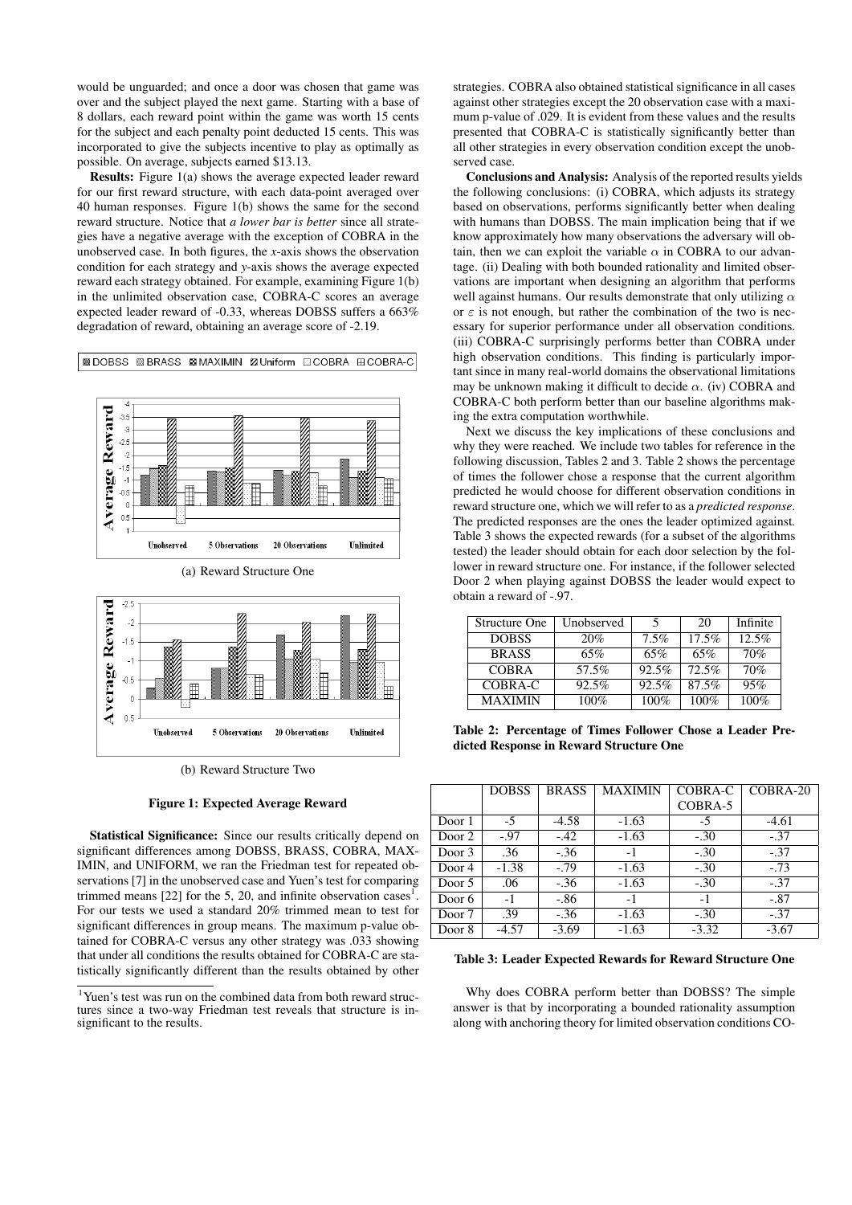would be unguarded; and once a door was chosen that game was over and the subject played the next game. Starting with a base of 8 dollars, each reward point within the game was worth 15 cents for the subject and each penalty point deducted 15 cents. This was incorporated to give the subjects incentive to play as optimally as possible. On average, subjects earned $13.13.

**Results:** Figure 1(a) shows the average expected leader reward for our first reward structure, with each data-point averaged over 40 human responses. Figure 1(b) shows the same for the second reward structure. Notice that *a lower bar is better* since all strategies have a negative average with the exception of COBRA in the unobserved case. In both figures, the *x*-axis shows the observation condition for each strategy and *y*-axis shows the average expected reward each strategy obtained. For example, examining Figure 1(b) in the unlimited observation case, COBRA-C scores an average expected leader reward of -0.33, whereas DOBSS suffers a 663% degradation of reward, obtaining an average score of -2.19.

(a) Reward Structure One

(b) Reward Structure Two

**Figure 1: Expected Average Reward**

**Statistical Significance:** Since our results critically depend on significant differences among DOBSS, BRASS, COBRA, MAXIMIN, and UNIFORM, we ran the Friedman test for repeated observations [7] in the unobserved case and Yuen's test for comparing trimmed means [22] for the 5, 20, and infinite observation cases[1]. For our tests we used a standard 20% trimmed mean to test for significant differences in group means. The maximum p-value obtained for COBRA-C versus any other strategy was .033 showing that under all conditions the results obtained for COBRA-C are statistically significantly different than the results obtained by other strategies. COBRA also obtained statistical significance in all cases against other strategies except the 20 observation case with a maximum p-value of .029. It is evident from these values and the results presented that COBRA-C is statistically significantly better than all other strategies in every observation condition except the unobserved case.

**Conclusions and Analysis:** Analysis of the reported results yields the following conclusions: (i) COBRA, which adjusts its strategy based on observations, performs significantly better when dealing with humans than DOBSS. The main implication being that if we know approximately how many observations the adversary will obtain, then we can exploit the variable $\alpha$ in COBRA to our advantage. (ii) Dealing with both bounded rationality and limited observations are important when designing an algorithm that performs well against humans. Our results demonstrate that only utilizing $\alpha$ or $\varepsilon$ is not enough, but rather the combination of the two is necessary for superior performance under all observation conditions. (iii) COBRA-C surprisingly performs better than COBRA under high observation conditions. This finding is particularly important since in many real-world domains the observational limitations may be unknown making it difficult to decide $\alpha$. (iv) COBRA and COBRA-C both perform better than our baseline algorithms making the extra computation worthwhile.

Next we discuss the key implications of these conclusions and why they were reached. We include two tables for reference in the following discussion, Tables 2 and 3. Table 2 shows the percentage of times the follower chose a response that the current algorithm predicted he would choose for different observation conditions in reward structure one, which we will refer to as a *predicted response*. The predicted responses are the ones the leader optimized against. Table 3 shows the expected rewards (for a subset of the algorithms tested) the leader should obtain for each door selection by the follower in reward structure one. For instance, if the follower selected Door 2 when playing against DOBSS the leader would expect to obtain a reward of -.97.

| Structure One | Unobserved | 5 | 20 | Infinite |
|---|---|---|---|---|
| DOBSS | 20% | 7.5% | 17.5% | 12.5% |
| BRASS | 65% | 65% | 65% | 70% |
| COBRA | 57.5% | 92.5% | 72.5% | 70% |
| COBRA-C | 92.5% | 92.5% | 87.5% | 95% |
| MAXIMIN | 100% | 100% | 100% | 100% |

**Table 2: Percentage of Times Follower Chose a Leader Predicted Response in Reward Structure One**

| | DOBSS | BRASS | MAXIMIN | COBRA-C COBRA-5 | COBRA-20 |
|---|---|---|---|---|---|
| Door 1 | -5 | -4.58 | -1.63 | -5 | -4.61 |
| Door 2 | -.97 | -.42 | -1.63 | -.30 | -.37 |
| Door 3 | .36 | -.36 | -1 | -.30 | -.37 |
| Door 4 | -1.38 | -.79 | -1.63 | -.30 | -.73 |
| Door 5 | .06 | -.36 | -1.63 | -.30 | -.37 |
| Door 6 | -1 | -.86 | -1 | -1 | -.87 |
| Door 7 | .39 | -.36 | -1.63 | -.30 | -.37 |
| Door 8 | -4.57 | -3.69 | -1.63 | -3.32 | -3.67 |

**Table 3: Leader Expected Rewards for Reward Structure One**

Why does COBRA perform better than DOBSS? The simple answer is that by incorporating a bounded rationality assumption along with anchoring theory for limited observation conditions CO-

[1]Yuen's test was run on the combined data from both reward structures since a two-way Friedman test reveals that structure is insignificant to the results.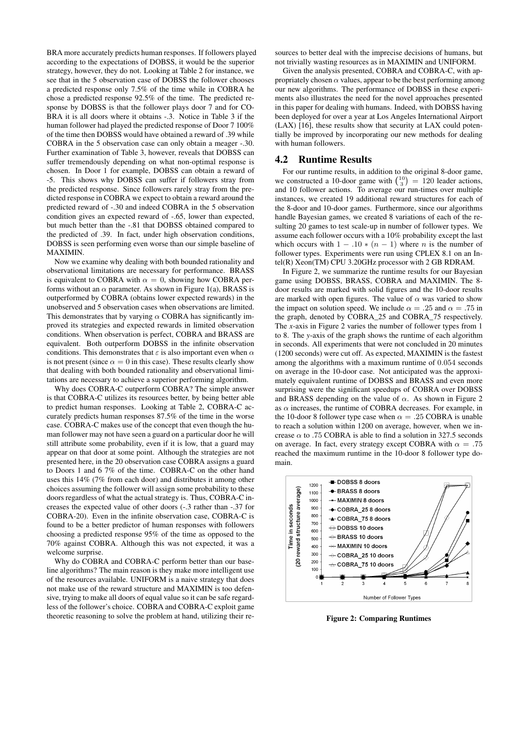BRA more accurately predicts human responses. If followers played according to the expectations of DOBSS, it would be the superior strategy, however, they do not. Looking at Table 2 for instance, we see that in the 5 observation case of DOBSS the follower chooses a predicted response only 7.5% of the time while in COBRA he chose a predicted response 92.5% of the time. The predicted response by DOBSS is that the follower plays door 7 and for COBRA it is all doors where it obtains -.3. Notice in Table 3 if the human follower had played the predicted response of Door 7 100% of the time then DOBSS would have obtained a reward of .39 while COBRA in the 5 observation case can only obtain a meager -.30. Further examination of Table 3, however, reveals that DOBSS can suffer tremendously depending on what non-optimal response is chosen. In Door 1 for example, DOBSS can obtain a reward of -5. This shows why DOBSS can suffer if followers stray from the predicted response. Since followers rarely stray from the predicted response in COBRA we expect to obtain a reward around the predicted reward of -.30 and indeed COBRA in the 5 observation condition gives an expected reward of -.65, lower than expected, but much better than the -.81 that DOBSS obtained compared to the predicted of .39. In fact, under high observation conditions, DOBSS is seen performing even worse than our simple baseline of MAXIMIN.

Now we examine why dealing with both bounded rationality and observational limitations are necessary for performance. BRASS is equivalent to COBRA with $\alpha = 0$, showing how COBRA performs without an $\alpha$ parameter. As shown in Figure 1(a), BRASS is outperformed by COBRA (obtains lower expected rewards) in the unobserved and 5 observation cases when observations are limited. This demonstrates that by varying $\alpha$ COBRA has significantly improved its strategies and expected rewards in limited observation conditions. When observation is perfect, COBRA and BRASS are equivalent. Both outperform DOBSS in the infinite observation conditions. This demonstrates that $\varepsilon$ is also important even when $\alpha$ is not present (since $\alpha = 0$ in this case). These results clearly show that dealing with both bounded rationality and observational limitations are necessary to achieve a superior performing algorithm.

Why does COBRA-C outperform COBRA? The simple answer is that COBRA-C utilizes its resources better, by being better able to predict human responses. Looking at Table 2, COBRA-C accurately predicts human responses 87.5% of the time in the worse case. COBRA-C makes use of the concept that even though the human follower may not have seen a guard on a particular door he will still attribute some probability, even if it is low, that a guard may appear on that door at some point. Although the strategies are not presented here, in the 20 observation case COBRA assigns a guard to Doors 1 and 6 7% of the time. COBRA-C on the other hand uses this 14% (7% from each door) and distributes it among other choices assuming the follower will assign some probability to these doors regardless of what the actual strategy is. Thus, COBRA-C increases the expected value of other doors (-.3 rather than -.37 for COBRA-20). Even in the infinite observation case, COBRA-C is found to be a better predictor of human responses with followers choosing a predicted response 95% of the time as opposed to the 70% against COBRA. Although this was not expected, it was a welcome surprise.

Why do COBRA and COBRA-C perform better than our baseline algorithms? The main reason is they make more intelligent use of the resources available. UNIFORM is a naive strategy that does not make use of the reward structure and MAXIMIN is too defensive, trying to make all doors of equal value so it can be safe regardless of the follower's choice. COBRA and COBRA-C exploit game theoretic reasoning to solve the problem at hand, utilizing their resources to better deal with the imprecise decisions of humans, but not trivially wasting resources as in MAXIMIN and UNIFORM.

Given the analysis presented, COBRA and COBRA-C, with appropriately chosen $\alpha$ values, appear to be the best performing among our new algorithms. The performance of DOBSS in these experiments also illustrates the need for the novel approaches presented in this paper for dealing with humans. Indeed, with DOBSS having been deployed for over a year at Los Angeles International Airport (LAX) [16], these results show that security at LAX could potentially be improved by incorporating our new methods for dealing with human followers.

## 4.2 Runtime Results

For our runtime results, in addition to the original 8-door game, we constructed a 10-door game with $\binom{10}{3} = 120$ leader actions, and 10 follower actions. To average our run-times over multiple instances, we created 19 additional reward structures for each of the 8-door and 10-door games. Furthermore, since our algorithms handle Bayesian games, we created 8 variations of each of the resulting 20 games to test scale-up in number of follower types. We assume each follower occurs with a 10% probability except the last which occurs with $1 - .10 * (n - 1)$ where $n$ is the number of follower types. Experiments were run using CPLEX 8.1 on an Intel(R) Xeon(TM) CPU 3.20GHz processor with 2 GB RDRAM.

In Figure 2, we summarize the runtime results for our Bayesian game using DOBSS, BRASS, COBRA and MAXIMIN. The 8-door results are marked with solid figures and the 10-door results are marked with open figures. The value of $\alpha$ was varied to show the impact on solution speed. We include $\alpha = .25$ and $\alpha = .75$ in the graph, denoted by COBRA_25 and COBRA_75 respectively. The $x$-axis in Figure 2 varies the number of follower types from 1 to 8. The $y$-axis of the graph shows the runtime of each algorithm in seconds. All experiments that were not concluded in 20 minutes (1200 seconds) were cut off. As expected, MAXIMIN is the fastest among the algorithms with a maximum runtime of 0.054 seconds on average in the 10-door case. Not anticipated was the approximately equivalent runtime of DOBSS and BRASS and even more surprising were the significant speedups of COBRA over DOBSS and BRASS depending on the value of $\alpha$. As shown in Figure 2 as $\alpha$ increases, the runtime of COBRA decreases. For example, in the 10-door 8 follower type case when $\alpha = .25$ COBRA is unable to reach a solution within 1200 on average, however, when we increase $\alpha$ to .75 COBRA is able to find a solution in 327.5 seconds on average. In fact, every strategy except COBRA with $\alpha = .75$ reached the maximum runtime in the 10-door 8 follower type domain.

**Figure 2: Comparing Runtimes**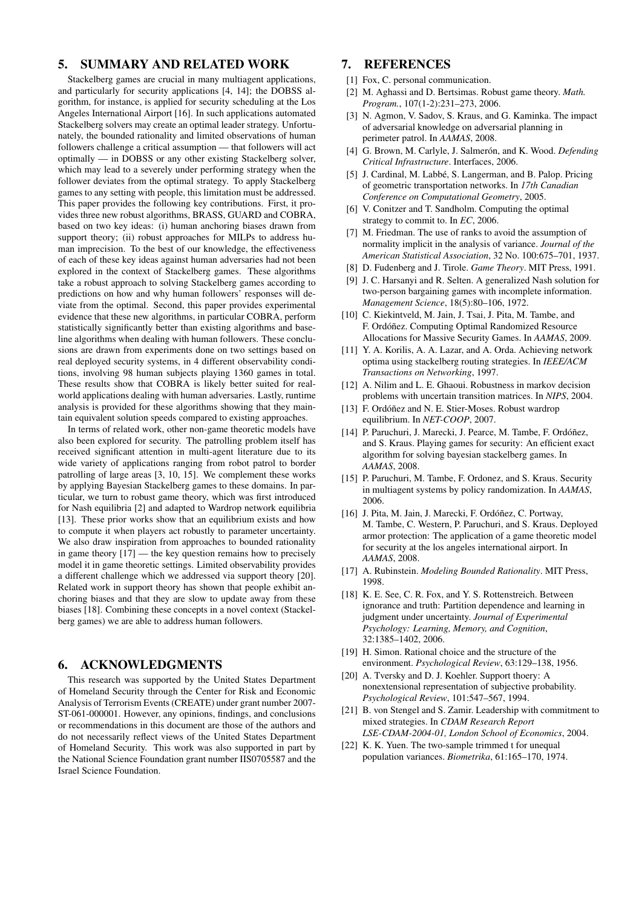## 5. SUMMARY AND RELATED WORK

Stackelberg games are crucial in many multiagent applications, and particularly for security applications [4, 14]; the DOBSS algorithm, for instance, is applied for security scheduling at the Los Angeles International Airport [16]. In such applications automated Stackelberg solvers may create an optimal leader strategy. Unfortunately, the bounded rationality and limited observations of human followers challenge a critical assumption — that followers will act optimally — in DOBSS or any other existing Stackelberg solver, which may lead to a severely under performing strategy when the follower deviates from the optimal strategy. To apply Stackelberg games to any setting with people, this limitation must be addressed. This paper provides the following key contributions. First, it provides three new robust algorithms, BRASS, GUARD and COBRA, based on two key ideas: (i) human anchoring biases drawn from support theory; (ii) robust approaches for MILPs to address human imprecision. To the best of our knowledge, the effectiveness of each of these key ideas against human adversaries had not been explored in the context of Stackelberg games. These algorithms take a robust approach to solving Stackelberg games according to predictions on how and why human followers' responses will deviate from the optimal. Second, this paper provides experimental evidence that these new algorithms, in particular COBRA, perform statistically significantly better than existing algorithms and baseline algorithms when dealing with human followers. These conclusions are drawn from experiments done on two settings based on real deployed security systems, in 4 different observability conditions, involving 98 human subjects playing 1360 games in total. These results show that COBRA is likely better suited for real-world applications dealing with human adversaries. Lastly, runtime analysis is provided for these algorithms showing that they maintain equivalent solution speeds compared to existing approaches.

In terms of related work, other non-game theoretic models have also been explored for security. The patrolling problem itself has received significant attention in multi-agent literature due to its wide variety of applications ranging from robot patrol to border patrolling of large areas [3, 10, 15]. We complement these works by applying Bayesian Stackelberg games to these domains. In particular, we turn to robust game theory, which was first introduced for Nash equilibria [2] and adapted to Wardrop network equilibria [13]. These prior works show that an equilibrium exists and how to compute it when players act robustly to parameter uncertainty. We also draw inspiration from approaches to bounded rationality in game theory [17] — the key question remains how to precisely model it in game theoretic settings. Limited observability provides a different challenge which we addressed via support theory [20]. Related work in support theory has shown that people exhibit anchoring biases and that they are slow to update away from these biases [18]. Combining these concepts in a novel context (Stackelberg games) we are able to address human followers.

## 6. ACKNOWLEDGMENTS

This research was supported by the United States Department of Homeland Security through the Center for Risk and Economic Analysis of Terrorism Events (CREATE) under grant number 2007-ST-061-000001. However, any opinions, findings, and conclusions or recommendations in this document are those of the authors and do not necessarily reflect views of the United States Department of Homeland Security. This work was also supported in part by the National Science Foundation grant number IIS0705587 and the Israel Science Foundation.

## 7. REFERENCES

[1] Fox, C. personal communication.

[2] M. Aghassi and D. Bertsimas. Robust game theory. *Math. Program.*, 107(1-2):231–273, 2006.

[3] N. Agmon, V. Sadov, S. Kraus, and G. Kaminka. The impact of adversarial knowledge on adversarial planning in perimeter patrol. In *AAMAS*, 2008.

[4] G. Brown, M. Carlyle, J. Salmerón, and K. Wood. *Defending Critical Infrastructure*. Interfaces, 2006.

[5] J. Cardinal, M. Labbé, S. Langerman, and B. Palop. Pricing of geometric transportation networks. In *17th Canadian Conference on Computational Geometry*, 2005.

[6] V. Conitzer and T. Sandholm. Computing the optimal strategy to commit to. In *EC*, 2006.

[7] M. Friedman. The use of ranks to avoid the assumption of normality implicit in the analysis of variance. *Journal of the American Statistical Association*, 32 No. 100:675–701, 1937.

[8] D. Fudenberg and J. Tirole. *Game Theory*. MIT Press, 1991.

[9] J. C. Harsanyi and R. Selten. A generalized Nash solution for two-person bargaining games with incomplete information. *Management Science*, 18(5):80–106, 1972.

[10] C. Kiekintveld, M. Jain, J. Tsai, J. Pita, M. Tambe, and F. Ordóñez. Computing Optimal Randomized Resource Allocations for Massive Security Games. In *AAMAS*, 2009.

[11] Y. A. Korilis, A. A. Lazar, and A. Orda. Achieving network optima using stackelberg routing strategies. In *IEEE/ACM Transactions on Networking*, 1997.

[12] A. Nilim and L. E. Ghaoui. Robustness in markov decision problems with uncertain transition matrices. In *NIPS*, 2004.

[13] F. Ordóñez and N. E. Stier-Moses. Robust wardrop equilibrium. In *NET-COOP*, 2007.

[14] P. Paruchuri, J. Marecki, J. Pearce, M. Tambe, F. Ordóñez, and S. Kraus. Playing games for security: An efficient exact algorithm for solving bayesian stackelberg games. In *AAMAS*, 2008.

[15] P. Paruchuri, M. Tambe, F. Ordonez, and S. Kraus. Security in multiagent systems by policy randomization. In *AAMAS*, 2006.

[16] J. Pita, M. Jain, J. Marecki, F. Ordóñez, C. Portway, M. Tambe, C. Western, P. Paruchuri, and S. Kraus. Deployed armor protection: The application of a game theoretic model for security at the los angeles international airport. In *AAMAS*, 2008.

[17] A. Rubinstein. *Modeling Bounded Rationality*. MIT Press, 1998.

[18] K. E. See, C. R. Fox, and Y. S. Rottenstreich. Between ignorance and truth: Partition dependence and learning in judgment under uncertainty. *Journal of Experimental Psychology: Learning, Memory, and Cognition*, 32:1385–1402, 2006.

[19] H. Simon. Rational choice and the structure of the environment. *Psychological Review*, 63:129–138, 1956.

[20] A. Tversky and D. J. Koehler. Support thoery: A nonextensional representation of subjective probability. *Psychological Review*, 101:547–567, 1994.

[21] B. von Stengel and S. Zamir. Leadership with commitment to mixed strategies. In *CDAM Research Report LSE-CDAM-2004-01, London School of Economics*, 2004.

[22] K. K. Yuen. The two-sample trimmed t for unequal population variances. *Biometrika*, 61:165–170, 1974.